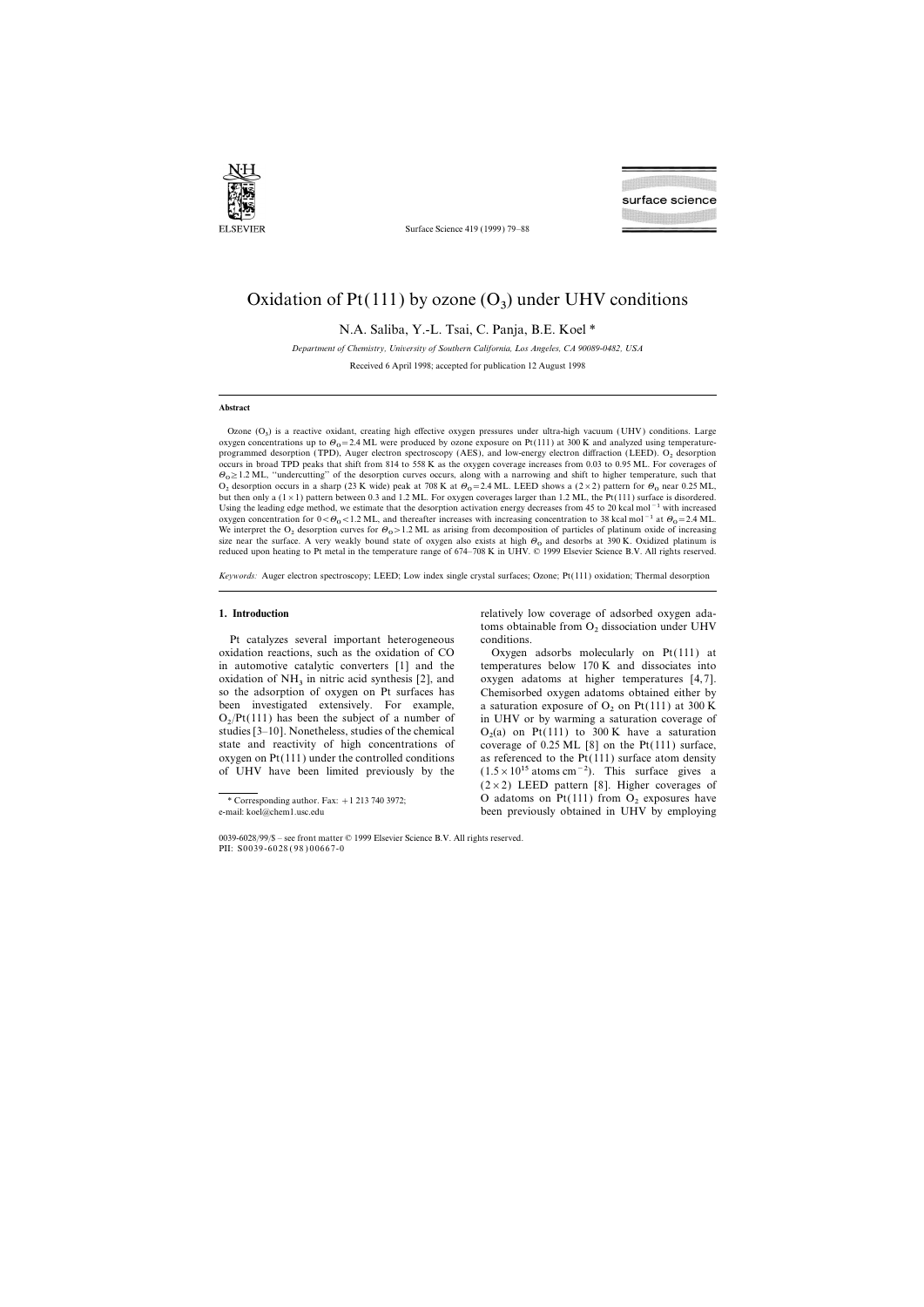# Oxidation of Pt(111) by ozone ($O_3$) under UHV conditions

N.A. Saliba, Y.-L. Tsai, C. Panja, B.E. Koel *

*Department of Chemistry, University of Southern California, Los Angeles, CA 90089-0482, USA*

Received 6 April 1998; accepted for publication 12 August 1998

## Abstract

Ozone ($O_3$) is a reactive oxidant, creating high effective oxygen pressures under ultra-high vacuum (UHV) conditions. Large oxygen concentrations up to $\Theta_O = 2.4$ ML were produced by ozone exposure on Pt(111) at 300 K and analyzed using temperature-programmed desorption (TPD), Auger electron spectroscopy (AES), and low-energy electron diffraction (LEED). $O_2$ desorption occurs in broad TPD peaks that shift from 814 to 558 K as the oxygen coverage increases from 0.03 to 0.95 ML. For coverages of $\Theta_O \geq 1.2$ ML, "undercutting" of the desorption curves occurs, along with a narrowing and shift to higher temperature, such that $O_2$ desorption occurs in a sharp (23 K wide) peak at 708 K at $\Theta_O = 2.4$ ML. LEED shows a (2×2) pattern for $\Theta_O$ near 0.25 ML, but then only a (1×1) pattern between 0.3 and 1.2 ML. For oxygen coverages larger than 1.2 ML, the Pt(111) surface is disordered. Using the leading edge method, we estimate that the desorption activation energy decreases from 45 to 20 kcal $mol^{-1}$ with increased oxygen concentration for $0 < \Theta_O < 1.2$ ML, and thereafter increases with increasing concentration to 38 kcal $mol^{-1}$ at $\Theta_O = 2.4$ ML. We interpret the $O_2$ desorption curves for $\Theta_O > 1.2$ ML as arising from decomposition of particles of platinum oxide of increasing size near the surface. A very weakly bound state of oxygen also exists at high $\Theta_O$ and desorbs at 390 K. Oxidized platinum is reduced upon heating to Pt metal in the temperature range of 674–708 K in UHV. © 1999 Elsevier Science B.V. All rights reserved.

*Keywords:* Auger electron spectroscopy; LEED; Low index single crystal surfaces; Ozone; Pt(111) oxidation; Thermal desorption

## 1. Introduction

Pt catalyzes several important heterogeneous oxidation reactions, such as the oxidation of CO in automotive catalytic converters [1] and the oxidation of $NH_3$ in nitric acid synthesis [2], and so the adsorption of oxygen on Pt surfaces has been investigated extensively. For example, $O_2$/Pt(111) has been the subject of a number of studies [3–10]. Nonetheless, studies of the chemical state and reactivity of high concentrations of oxygen on Pt(111) under the controlled conditions of UHV have been limited previously by the relatively low coverage of adsorbed oxygen adatoms obtainable from $O_2$ dissociation under UHV conditions.

Oxygen adsorbs molecularly on Pt(111) at temperatures below 170 K and dissociates into oxygen adatoms at higher temperatures [4,7]. Chemisorbed oxygen adatoms obtained either by a saturation exposure of $O_2$ on Pt(111) at 300 K in UHV or by warming a saturation coverage of $O_2$(a) on Pt(111) to 300 K have a saturation coverage of 0.25 ML [8] on the Pt(111) surface, as referenced to the Pt(111) surface atom density ($1.5 \times 10^{15}$ atoms $cm^{-2}$). This surface gives a (2×2) LEED pattern [8]. Higher coverages of O adatoms on Pt(111) from $O_2$ exposures have been previously obtained in UHV by employing

* Corresponding author. Fax: +1 213 740 3972; e-mail: koel@chem1.usc.edu

0039-6028/99/$ – see front matter © 1999 Elsevier Science B.V. All rights reserved.
PII: S0039-6028(98)00667-0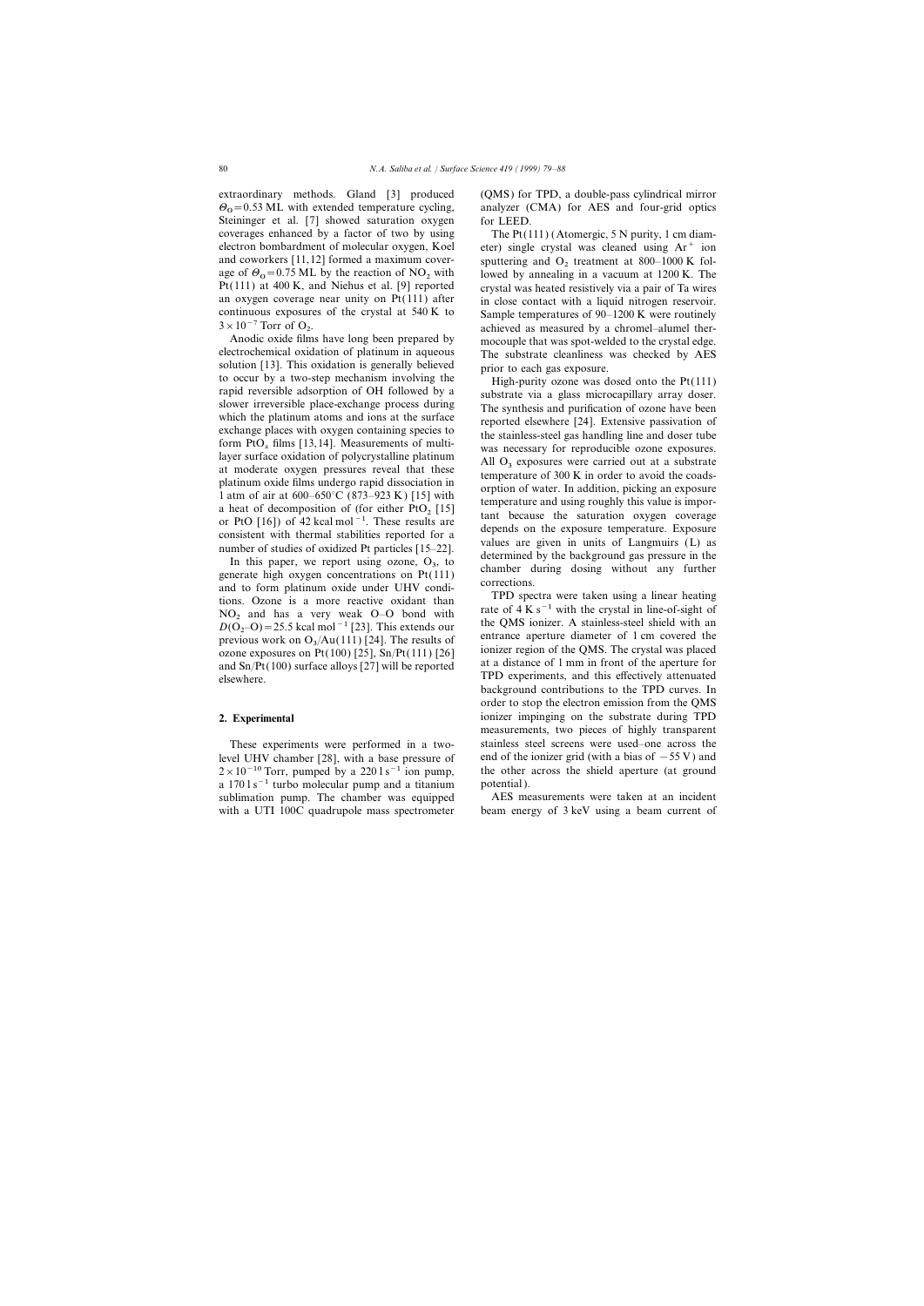extraordinary methods. Gland [3] produced $\Theta_O = 0.53$ ML with extended temperature cycling, Steininger et al. [7] showed saturation oxygen coverages enhanced by a factor of two by using electron bombardment of molecular oxygen, Koel and coworkers [11,12] formed a maximum coverage of $\Theta_O = 0.75$ ML by the reaction of $NO_2$ with Pt(111) at 400 K, and Niehus et al. [9] reported an oxygen coverage near unity on Pt(111) after continuous exposures of the crystal at 540 K to $3 \times 10^{-7}$ Torr of $O_2$.

Anodic oxide films have long been prepared by electrochemical oxidation of platinum in aqueous solution [13]. This oxidation is generally believed to occur by a two-step mechanism involving the rapid reversible adsorption of OH followed by a slower irreversible place-exchange process during which the platinum atoms and ions at the surface exchange places with oxygen containing species to form $PtO_x$ films [13,14]. Measurements of multi-layer surface oxidation of polycrystalline platinum at moderate oxygen pressures reveal that these platinum oxide films undergo rapid dissociation in 1 atm of air at 600–650°C (873–923 K) [15] with a heat of decomposition of (for either $PtO_2$ [15] or PtO [16]) of 42 kcal mol$^{-1}$. These results are consistent with thermal stabilities reported for a number of studies of oxidized Pt particles [15–22].

In this paper, we report using ozone, $O_3$, to generate high oxygen concentrations on Pt(111) and to form platinum oxide under UHV conditions. Ozone is a more reactive oxidant than $NO_2$ and has a very weak O–O bond with $D(O_2\text{–}O) = 25.5$ kcal mol$^{-1}$ [23]. This extends our previous work on $O_3$/Au(111) [24]. The results of ozone exposures on Pt(100) [25], Sn/Pt(111) [26] and Sn/Pt(100) surface alloys [27] will be reported elsewhere.

## 2. Experimental

These experiments were performed in a two-level UHV chamber [28], with a base pressure of $2 \times 10^{-10}$ Torr, pumped by a 220 l s$^{-1}$ ion pump, a 170 l s$^{-1}$ turbo molecular pump and a titanium sublimation pump. The chamber was equipped with a UTI 100C quadrupole mass spectrometer (QMS) for TPD, a double-pass cylindrical mirror analyzer (CMA) for AES and four-grid optics for LEED.

The Pt(111) (Atomergic, 5 N purity, 1 cm diameter) single crystal was cleaned using $Ar^+$ ion sputtering and $O_2$ treatment at 800–1000 K followed by annealing in a vacuum at 1200 K. The crystal was heated resistively via a pair of Ta wires in close contact with a liquid nitrogen reservoir. Sample temperatures of 90–1200 K were routinely achieved as measured by a chromel–alumel thermocouple that was spot-welded to the crystal edge. The substrate cleanliness was checked by AES prior to each gas exposure.

High-purity ozone was dosed onto the Pt(111) substrate via a glass microcapillary array doser. The synthesis and purification of ozone have been reported elsewhere [24]. Extensive passivation of the stainless-steel gas handling line and doser tube was necessary for reproducible ozone exposures. All $O_3$ exposures were carried out at a substrate temperature of 300 K in order to avoid the coadsorption of water. In addition, picking an exposure temperature and using roughly this value is important because the saturation oxygen coverage depends on the exposure temperature. Exposure values are given in units of Langmuirs (L) as determined by the background gas pressure in the chamber during dosing without any further corrections.

TPD spectra were taken using a linear heating rate of 4 K s$^{-1}$ with the crystal in line-of-sight of the QMS ionizer. A stainless-steel shield with an entrance aperture diameter of 1 cm covered the ionizer region of the QMS. The crystal was placed at a distance of 1 mm in front of the aperture for TPD experiments, and this effectively attenuated background contributions to the TPD curves. In order to stop the electron emission from the QMS ionizer impinging on the substrate during TPD measurements, two pieces of highly transparent stainless steel screens were used–one across the end of the ionizer grid (with a bias of −55 V) and the other across the shield aperture (at ground potential).

AES measurements were taken at an incident beam energy of 3 keV using a beam current of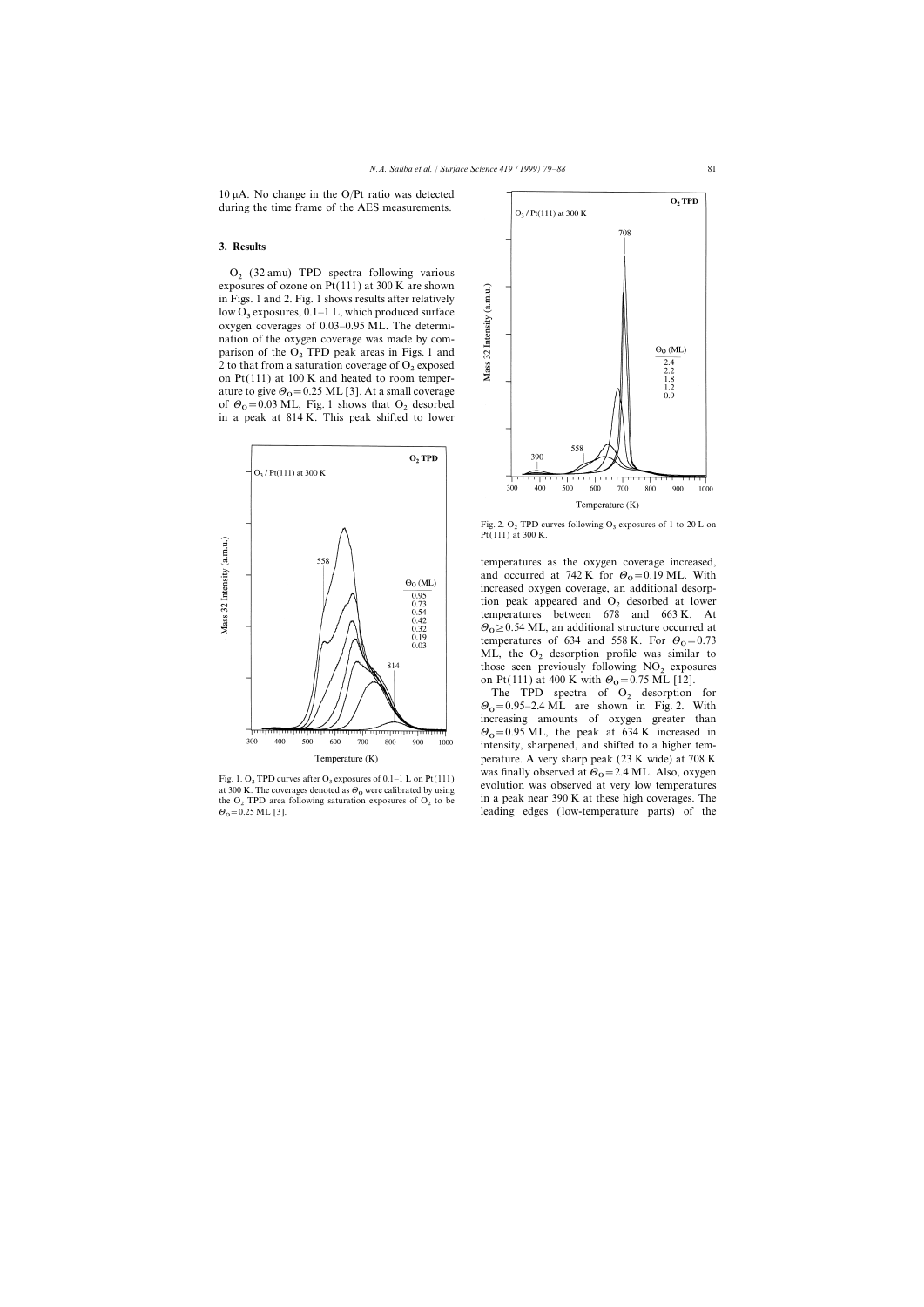10 μA. No change in the O/Pt ratio was detected during the time frame of the AES measurements.

## 3. Results

$O_2$ (32 amu) TPD spectra following various exposures of ozone on Pt(111) at 300 K are shown in Figs. 1 and 2. Fig. 1 shows results after relatively low $O_3$ exposures, 0.1–1 L, which produced surface oxygen coverages of 0.03–0.95 ML. The determination of the oxygen coverage was made by comparison of the $O_2$ TPD peak areas in Figs. 1 and 2 to that from a saturation coverage of $O_2$ exposed on Pt(111) at 100 K and heated to room temperature to give $\Theta_O = 0.25$ ML [3]. At a small coverage of $\Theta_O = 0.03$ ML, Fig. 1 shows that $O_2$ desorbed in a peak at 814 K. This peak shifted to lower temperatures as the oxygen coverage increased, and occurred at 742 K for $\Theta_O = 0.19$ ML. With increased oxygen coverage, an additional desorption peak appeared and $O_2$ desorbed at lower temperatures between 678 and 663 K. At $\Theta_O \geq 0.54$ ML, an additional structure occurred at temperatures of 634 and 558 K. For $\Theta_O = 0.73$ ML, the $O_2$ desorption profile was similar to those seen previously following $NO_2$ exposures on Pt(111) at 400 K with $\Theta_O = 0.75$ ML [12].

Fig. 1. $O_2$ TPD curves after $O_3$ exposures of 0.1–1 L on Pt(111) at 300 K. The coverages denoted as $\Theta_O$ were calibrated by using the $O_2$ TPD area following saturation exposures of $O_2$ to be $\Theta_O = 0.25$ ML [3].

Fig. 2. $O_2$ TPD curves following $O_3$ exposures of 1 to 20 L on Pt(111) at 300 K.

The TPD spectra of $O_2$ desorption for $\Theta_O = 0.95$–2.4 ML are shown in Fig. 2. With increasing amounts of oxygen greater than $\Theta_O = 0.95$ ML, the peak at 634 K increased in intensity, sharpened, and shifted to a higher temperature. A very sharp peak (23 K wide) at 708 K was finally observed at $\Theta_O = 2.4$ ML. Also, oxygen evolution was observed at very low temperatures in a peak near 390 K at these high coverages. The leading edges (low-temperature parts) of the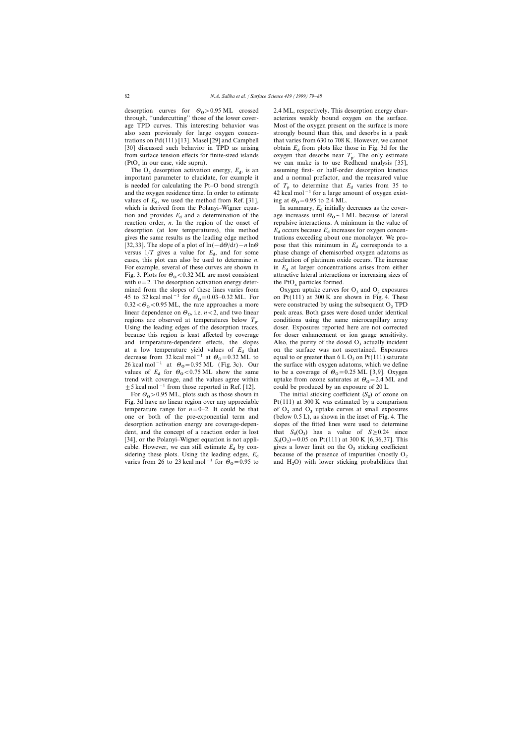desorption curves for $\Theta_O > 0.95$ ML crossed through, "undercutting" those of the lower coverage TPD curves. This interesting behavior was also seen previously for large oxygen concentrations on Pd(111) [13]. Masel [29] and Campbell [30] discussed such behavior in TPD as arising from surface tension effects for finite-sized islands ($PtO_x$ in our case, vide supra).

The $O_2$ desorption activation energy, $E_d$, is an important parameter to elucidate, for example it is needed for calculating the Pt–O bond strength and the oxygen residence time. In order to estimate values of $E_d$, we used the method from Ref. [31], which is derived from the Polanyi–Wigner equation and provides $E_d$ and a determination of the reaction order, $n$. In the region of the onset of desorption (at low temperatures), this method gives the same results as the leading edge method [32,33]. The slope of a plot of $\ln(-d\Theta/dt) - n\ln\Theta$ versus $1/T$ gives a value for $E_d$, and for some cases, this plot can also be used to determine $n$. For example, several of these curves are shown in Fig. 3. Plots for $\Theta_O < 0.32$ ML are most consistent with $n = 2$. The desorption activation energy determined from the slopes of these lines varies from 45 to 32 kcal mol$^{-1}$ for $\Theta_O = 0.03$–$0.32$ ML. For $0.32 < \Theta_O < 0.95$ ML, the rate approaches a more linear dependence on $\Theta_O$, i.e. $n < 2$, and two linear regions are observed at temperatures below $T_p$. Using the leading edges of the desorption traces, because this region is least affected by coverage and temperature-dependent effects, the slopes at a low temperature yield values of $E_d$ that decrease from 32 kcal mol$^{-1}$ at $\Theta_O = 0.32$ ML to 26 kcal mol$^{-1}$ at $\Theta_O = 0.95$ ML (Fig. 3c). Our values of $E_d$ for $\Theta_O < 0.75$ ML show the same trend with coverage, and the values agree within $\pm 5$ kcal mol$^{-1}$ from those reported in Ref. [12].

For $\Theta_O > 0.95$ ML, plots such as those shown in Fig. 3d have no linear region over any appreciable temperature range for $n = 0$–$2$. It could be that one or both of the pre-exponential term and desorption activation energy are coverage-dependent, and the concept of a reaction order is lost [34], or the Polanyi–Wigner equation is not applicable. However, we can still estimate $E_d$ by considering these plots. Using the leading edges, $E_d$ varies from 26 to 23 kcal mol$^{-1}$ for $\Theta_O = 0.95$ to 2.4 ML, respectively. This desorption energy characterizes weakly bound oxygen on the surface. Most of the oxygen present on the surface is more strongly bound than this, and desorbs in a peak that varies from 630 to 708 K. However, we cannot obtain $E_d$ from plots like those in Fig. 3d for the oxygen that desorbs near $T_p$. The only estimate we can make is to use Redhead analysis [35], assuming first- or half-order desorption kinetics and a normal prefactor, and the measured value of $T_p$ to determine that $E_d$ varies from 35 to 42 kcal mol$^{-1}$ for a large amount of oxygen existing at $\Theta_O = 0.95$ to 2.4 ML.

In summary, $E_d$ initially decreases as the coverage increases until $\Theta_O \sim 1$ ML because of lateral repulsive interactions. A minimum in the value of $E_d$ occurs because $E_d$ increases for oxygen concentrations exceeding about one monolayer. We propose that this minimum in $E_d$ corresponds to a phase change of chemisorbed oxygen adatoms as nucleation of platinum oxide occurs. The increase in $E_d$ at larger concentrations arises from either attractive lateral interactions or increasing sizes of the $PtO_x$ particles formed.

Oxygen uptake curves for $O_3$ and $O_2$ exposures on Pt(111) at 300 K are shown in Fig. 4. These were constructed by using the subsequent $O_2$ TPD peak areas. Both gases were dosed under identical conditions using the same microcapillary array doser. Exposures reported here are not corrected for doser enhancement or ion gauge sensitivity. Also, the purity of the dosed $O_3$ actually incident on the surface was not ascertained. Exposures equal to or greater than 6 L $O_2$ on Pt(111) saturate the surface with oxygen adatoms, which we define to be a coverage of $\Theta_O = 0.25$ ML [3,9]. Oxygen uptake from ozone saturates at $\Theta_O = 2.4$ ML and could be produced by an exposure of 20 L.

The initial sticking coefficient ($S_0$) of ozone on Pt(111) at 300 K was estimated by a comparison of $O_2$ and $O_3$ uptake curves at small exposures (below 0.5 L), as shown in the inset of Fig. 4. The slopes of the fitted lines were used to determine that $S_0(O_3)$ has a value of $S \geq 0.24$ since $S_0(O_2) = 0.05$ on Pt(111) at 300 K [6,36,37]. This gives a lower limit on the $O_3$ sticking coefficient because of the presence of impurities (mostly $O_2$ and $H_2O$) with lower sticking probabilities that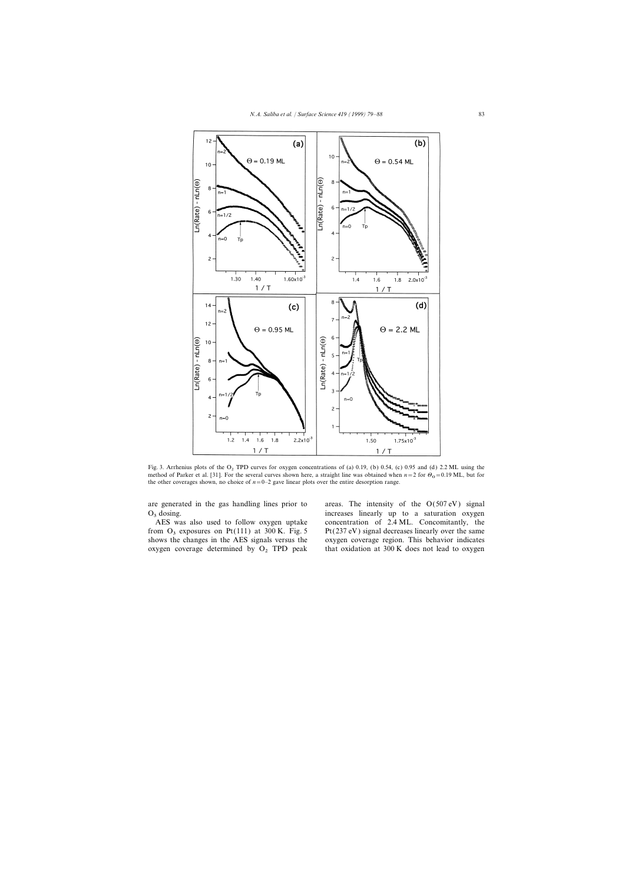Fig. 3. Arrhenius plots of the $O_2$ TPD curves for oxygen concentrations of (a) 0.19, (b) 0.54, (c) 0.95 and (d) 2.2 ML using the method of Parker et al. [31]. For the several curves shown here, a straight line was obtained when $n=2$ for $\Theta_O=0.19$ ML, but for the other coverages shown, no choice of $n=0$–2 gave linear plots over the entire desorption range.

are generated in the gas handling lines prior to $O_3$ dosing.

AES was also used to follow oxygen uptake from $O_3$ exposures on Pt(111) at 300 K. Fig. 5 shows the changes in the AES signals versus the oxygen coverage determined by $O_2$ TPD peak areas. The intensity of the O(507 eV) signal increases linearly up to a saturation oxygen concentration of 2.4 ML. Concomitantly, the Pt(237 eV) signal decreases linearly over the same oxygen coverage region. This behavior indicates that oxidation at 300 K does not lead to oxygen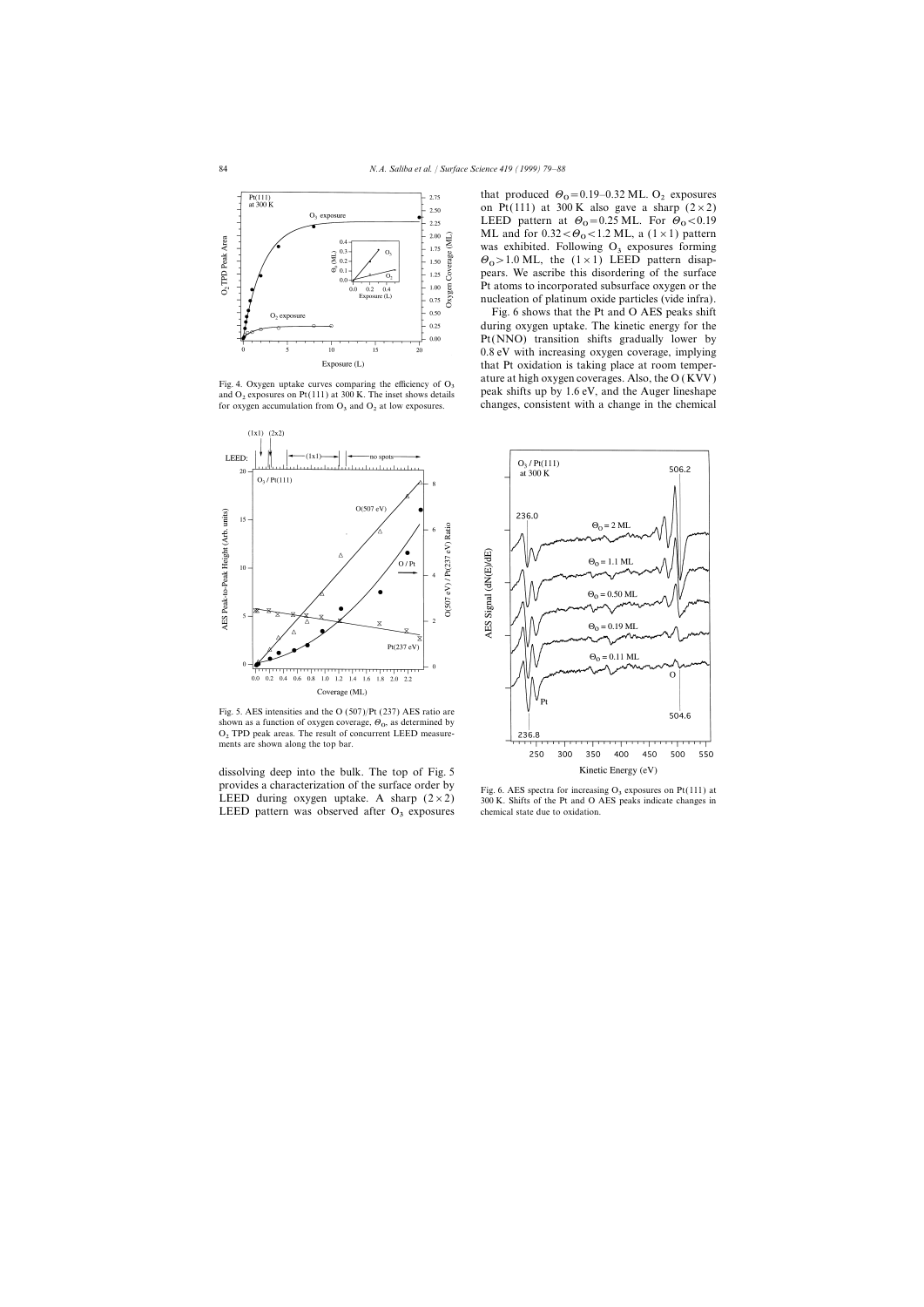Fig. 4. Oxygen uptake curves comparing the efficiency of $O_3$ and $O_2$ exposures on Pt(111) at 300 K. The inset shows details for oxygen accumulation from $O_3$ and $O_2$ at low exposures.

Fig. 5. AES intensities and the O (507)/Pt (237) AES ratio are shown as a function of oxygen coverage, $\Theta_O$, as determined by $O_2$ TPD peak areas. The result of concurrent LEED measurements are shown along the top bar.

dissolving deep into the bulk. The top of Fig. 5 provides a characterization of the surface order by LEED during oxygen uptake. A sharp $(2 \times 2)$ LEED pattern was observed after $O_3$ exposures that produced $\Theta_O = 0.19$–$0.32$ ML. $O_2$ exposures on Pt(111) at 300 K also gave a sharp $(2 \times 2)$ LEED pattern at $\Theta_O = 0.25$ ML. For $\Theta_O < 0.19$ ML and for $0.32 < \Theta_O < 1.2$ ML, a $(1 \times 1)$ pattern was exhibited. Following $O_3$ exposures forming $\Theta_O > 1.0$ ML, the $(1 \times 1)$ LEED pattern disappears. We ascribe this disordering of the surface Pt atoms to incorporated subsurface oxygen or the nucleation of platinum oxide particles (vide infra).

Fig. 6 shows that the Pt and O AES peaks shift during oxygen uptake. The kinetic energy for the Pt(NNO) transition shifts gradually lower by 0.8 eV with increasing oxygen coverage, implying that Pt oxidation is taking place at room temperature at high oxygen coverages. Also, the O (KVV) peak shifts up by 1.6 eV, and the Auger lineshape changes, consistent with a change in the chemical

Fig. 6. AES spectra for increasing $O_3$ exposures on Pt(111) at 300 K. Shifts of the Pt and O AES peaks indicate changes in chemical state due to oxidation.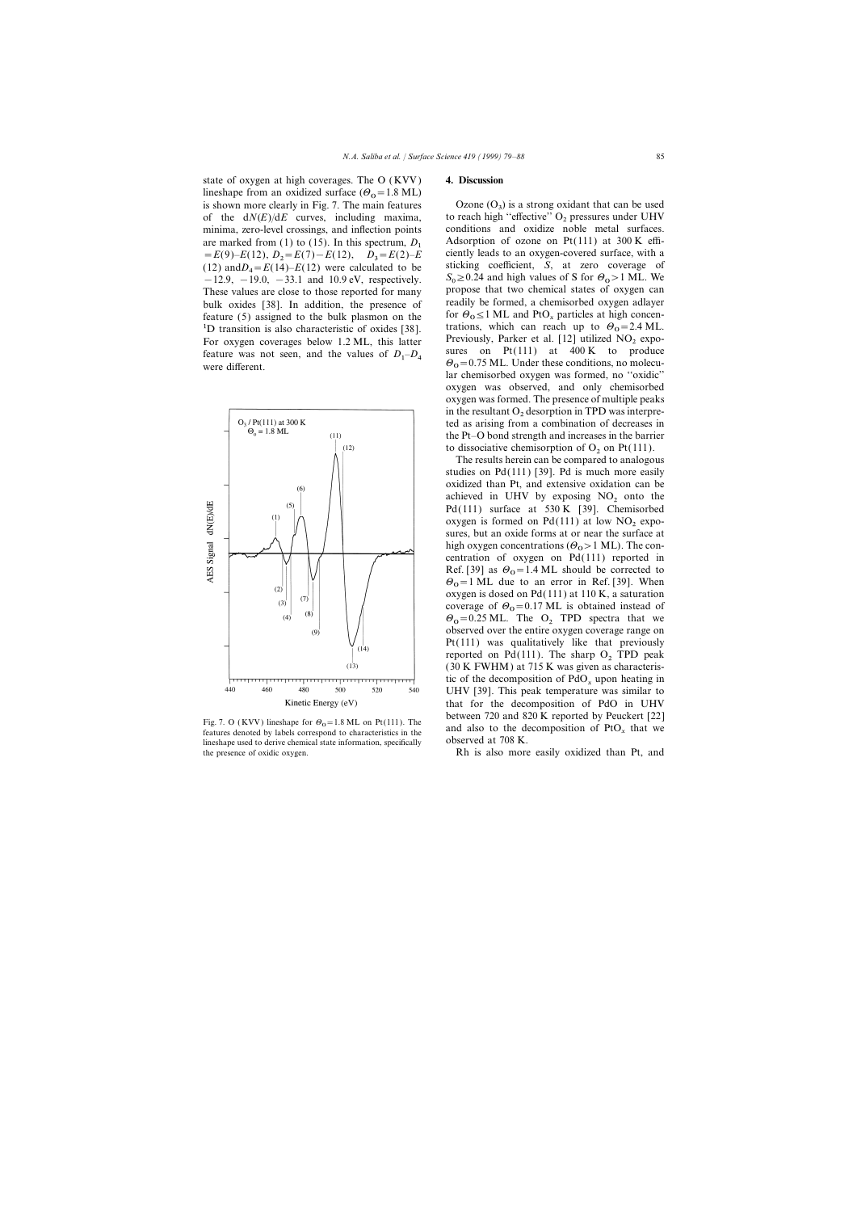state of oxygen at high coverages. The O (KVV) lineshape from an oxidized surface ($\Theta_O = 1.8$ ML) is shown more clearly in Fig. 7. The main features of the $dN(E)/dE$ curves, including maxima, minima, zero-level crossings, and inflection points are marked from (1) to (15). In this spectrum, $D_1 = E(9)-E(12)$, $D_2 = E(7)-E(12)$, $D_3 = E(2)-E(12)$ and $D_4 = E(14)-E(12)$ were calculated to be −12.9, −19.0, −33.1 and 10.9 eV, respectively. These values are close to those reported for many bulk oxides [38]. In addition, the presence of feature (5) assigned to the bulk plasmon on the $^1$D transition is also characteristic of oxides [38]. For oxygen coverages below 1.2 ML, this latter feature was not seen, and the values of $D_1$–$D_4$ were different.

Fig. 7. O (KVV) lineshape for $\Theta_O = 1.8$ ML on Pt(111). The features denoted by labels correspond to characteristics in the lineshape used to derive chemical state information, specifically the presence of oxidic oxygen.

## 4. Discussion

Ozone ($O_3$) is a strong oxidant that can be used to reach high "effective" $O_2$ pressures under UHV conditions and oxidize noble metal surfaces. Adsorption of ozone on Pt(111) at 300 K efficiently leads to an oxygen-covered surface, with a sticking coefficient, $S$, at zero coverage of $S_0 \geq 0.24$ and high values of S for $\Theta_O > 1$ ML. We propose that two chemical states of oxygen can readily be formed, a chemisorbed oxygen adlayer for $\Theta_O \leq 1$ ML and $PtO_x$ particles at high concentrations, which can reach up to $\Theta_O = 2.4$ ML. Previously, Parker et al. [12] utilized $NO_2$ exposures on Pt(111) at 400 K to produce $\Theta_O = 0.75$ ML. Under these conditions, no molecular chemisorbed oxygen was formed, no "oxidic" oxygen was observed, and only chemisorbed oxygen was formed. The presence of multiple peaks in the resultant $O_2$ desorption in TPD was interpreted as arising from a combination of decreases in the Pt–O bond strength and increases in the barrier to dissociative chemisorption of $O_2$ on Pt(111).

The results herein can be compared to analogous studies on Pd(111) [39]. Pd is much more easily oxidized than Pt, and extensive oxidation can be achieved in UHV by exposing $NO_2$ onto the Pd(111) surface at 530 K [39]. Chemisorbed oxygen is formed on Pd(111) at low $NO_2$ exposures, but an oxide forms at or near the surface at high oxygen concentrations ($\Theta_O > 1$ ML). The concentration of oxygen on Pd(111) reported in Ref. [39] as $\Theta_O = 1.4$ ML should be corrected to $\Theta_O = 1$ ML due to an error in Ref. [39]. When oxygen is dosed on Pd(111) at 110 K, a saturation coverage of $\Theta_O = 0.17$ ML is obtained instead of $\Theta_O = 0.25$ ML. The $O_2$ TPD spectra that we observed over the entire oxygen coverage range on Pt(111) was qualitatively like that previously reported on Pd(111). The sharp $O_2$ TPD peak (30 K FWHM) at 715 K was given as characteristic of the decomposition of $PdO_x$ upon heating in UHV [39]. This peak temperature was similar to that for the decomposition of PdO in UHV between 720 and 820 K reported by Peuckert [22] and also to the decomposition of $PtO_x$ that we observed at 708 K.

Rh is also more easily oxidized than Pt, and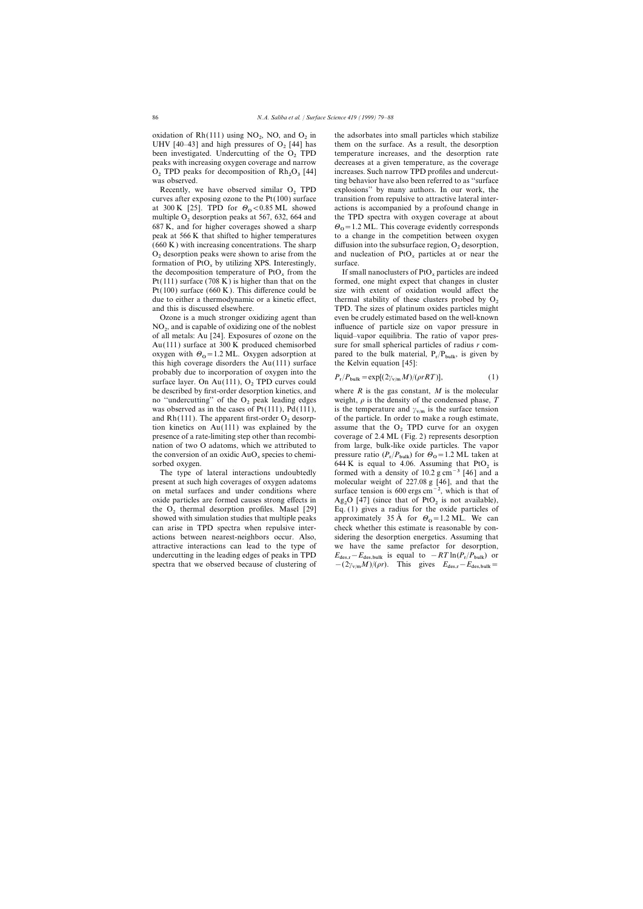oxidation of Rh(111) using $NO_2$, NO, and $O_2$ in UHV [40–43] and high pressures of $O_2$ [44] has been investigated. Undercutting of the $O_2$ TPD peaks with increasing oxygen coverage and narrow $O_2$ TPD peaks for decomposition of $Rh_2O_3$ [44] was observed.

Recently, we have observed similar $O_2$ TPD curves after exposing ozone to the Pt(100) surface at 300 K [25]. TPD for $\Theta_O < 0.85$ ML showed multiple $O_2$ desorption peaks at 567, 632, 664 and 687 K, and for higher coverages showed a sharp peak at 566 K that shifted to higher temperatures (660 K) with increasing concentrations. The sharp $O_2$ desorption peaks were shown to arise from the formation of $PtO_x$ by utilizing XPS. Interestingly, the decomposition temperature of $PtO_x$ from the Pt(111) surface (708 K) is higher than that on the Pt(100) surface (660 K). This difference could be due to either a thermodynamic or a kinetic effect, and this is discussed elsewhere.

Ozone is a much stronger oxidizing agent than $NO_2$, and is capable of oxidizing one of the noblest of all metals: Au [24]. Exposures of ozone on the Au(111) surface at 300 K produced chemisorbed oxygen with $\Theta_O = 1.2$ ML. Oxygen adsorption at this high coverage disorders the Au(111) surface probably due to incorporation of oxygen into the surface layer. On Au(111), $O_2$ TPD curves could be described by first-order desorption kinetics, and no "undercutting" of the $O_2$ peak leading edges was observed as in the cases of Pt(111), Pd(111), and Rh(111). The apparent first-order $O_2$ desorption kinetics on Au(111) was explained by the presence of a rate-limiting step other than recombination of two O adatoms, which we attributed to the conversion of an oxidic $AuO_x$ species to chemisorbed oxygen.

The type of lateral interactions undoubtedly present at such high coverages of oxygen adatoms on metal surfaces and under conditions where oxide particles are formed causes strong effects in the $O_2$ thermal desorption profiles. Masel [29] showed with simulation studies that multiple peaks can arise in TPD spectra when repulsive interactions between nearest-neighbors occur. Also, attractive interactions can lead to the type of undercutting in the leading edges of peaks in TPD spectra that we observed because of clustering of the adsorbates into small particles which stabilize them on the surface. As a result, the desorption temperature increases, and the desorption rate decreases at a given temperature, as the coverage increases. Such narrow TPD profiles and undercutting behavior have also been referred to as "surface explosions" by many authors. In our work, the transition from repulsive to attractive lateral interactions is accompanied by a profound change in the TPD spectra with oxygen coverage at about $\Theta_O = 1.2$ ML. This coverage evidently corresponds to a change in the competition between oxygen diffusion into the subsurface region, $O_2$ desorption, and nucleation of $PtO_x$ particles at or near the surface.

If small nanoclusters of $PtO_x$ particles are indeed formed, one might expect that changes in cluster size with extent of oxidation would affect the thermal stability of these clusters probed by $O_2$ TPD. The sizes of platinum oxides particles might even be crudely estimated based on the well-known influence of particle size on vapor pressure in liquid–vapor equilibria. The ratio of vapor pressure for small spherical particles of radius $r$ compared to the bulk material, $P_r/P_{bulk}$, is given by the Kelvin equation [45]:

$$P_r/P_{bulk} = \exp[(2\gamma_{v/m}M)/(\rho rRT)], \tag{1}$$

where $R$ is the gas constant, $M$ is the molecular weight, $\rho$ is the density of the condensed phase, $T$ is the temperature and $\gamma_{v/m}$ is the surface tension of the particle. In order to make a rough estimate, assume that the $O_2$ TPD curve for an oxygen coverage of 2.4 ML (Fig. 2) represents desorption from large, bulk-like oxide particles. The vapor pressure ratio ($P_r/P_{bulk}$) for $\Theta_O = 1.2$ ML taken at 644 K is equal to 4.06. Assuming that $PtO_2$ is formed with a density of 10.2 g cm$^{-3}$ [46] and a molecular weight of 227.08 g [46], and that the surface tension is 600 ergs cm$^{-2}$, which is that of $Ag_2O$ [47] (since that of $PtO_2$ is not available), Eq. (1) gives a radius for the oxide particles of approximately 35 Å for $\Theta_O = 1.2$ ML. We can check whether this estimate is reasonable by considering the desorption energetics. Assuming that we have the same prefactor for desorption, $E_{des,r} - E_{des,bulk}$ is equal to $-RT\ln(P_r/P_{bulk})$ or $-(2\gamma_{v/m}M)/(\rho r)$. This gives $E_{des,r} - E_{des,bulk} =$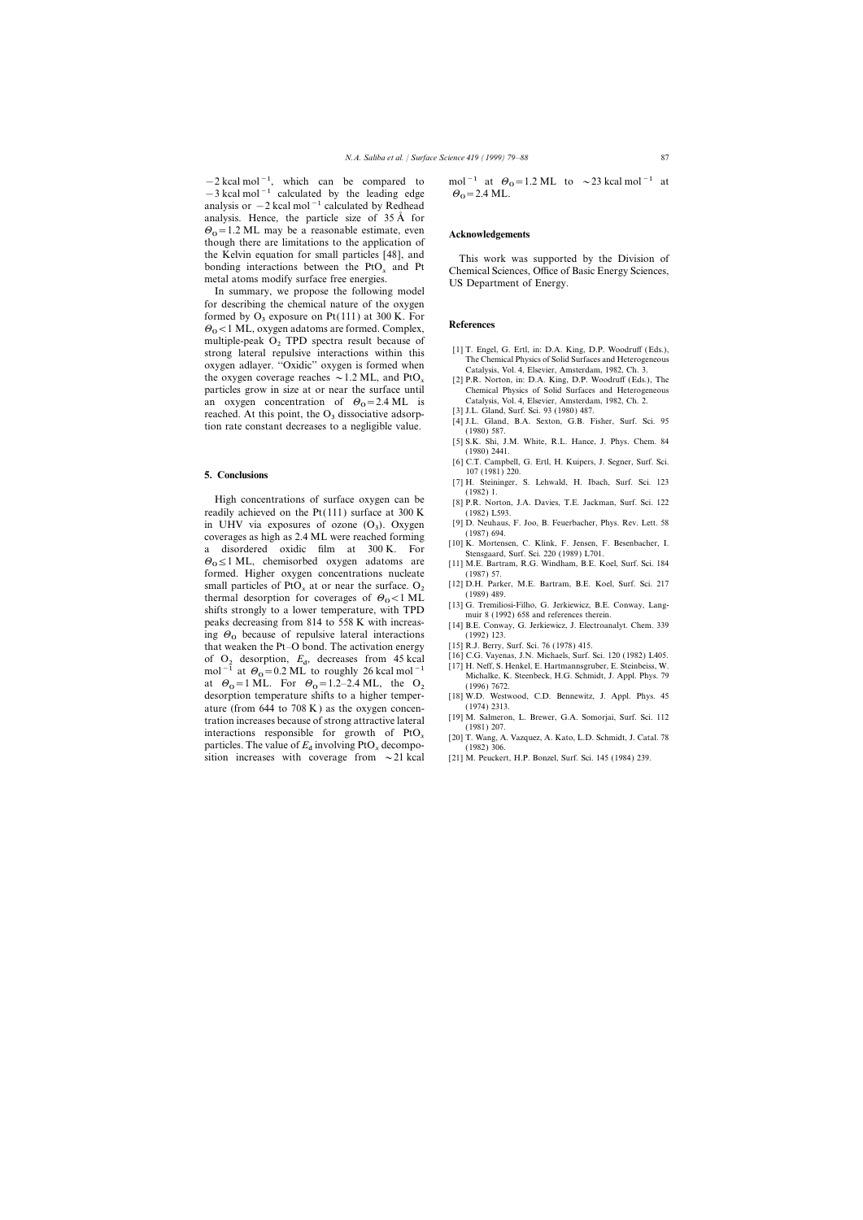$-2$ kcal mol$^{-1}$, which can be compared to $-3$ kcal mol$^{-1}$ calculated by the leading edge analysis or $-2$ kcal mol$^{-1}$ calculated by Redhead analysis. Hence, the particle size of 35 Å for $\Theta_O = 1.2$ ML may be a reasonable estimate, even though there are limitations to the application of the Kelvin equation for small particles [48], and bonding interactions between the $PtO_x$ and Pt metal atoms modify surface free energies.

In summary, we propose the following model for describing the chemical nature of the oxygen formed by $O_3$ exposure on Pt(111) at 300 K. For $\Theta_O < 1$ ML, oxygen adatoms are formed. Complex, multiple-peak $O_2$ TPD spectra result because of strong lateral repulsive interactions within this oxygen adlayer. "Oxidic" oxygen is formed when the oxygen coverage reaches $\sim 1.2$ ML, and $PtO_x$ particles grow in size at or near the surface until an oxygen concentration of $\Theta_O = 2.4$ ML is reached. At this point, the $O_3$ dissociative adsorption rate constant decreases to a negligible value.

## 5. Conclusions

High concentrations of surface oxygen can be readily achieved on the Pt(111) surface at 300 K in UHV via exposures of ozone ($O_3$). Oxygen coverages as high as 2.4 ML were reached forming a disordered oxidic film at 300 K. For $\Theta_O \leq 1$ ML, chemisorbed oxygen adatoms are formed. Higher oxygen concentrations nucleate small particles of $PtO_x$ at or near the surface. $O_2$ thermal desorption for coverages of $\Theta_O < 1$ ML shifts strongly to a lower temperature, with TPD peaks decreasing from 814 to 558 K with increasing $\Theta_O$ because of repulsive lateral interactions that weaken the Pt–O bond. The activation energy of $O_2$ desorption, $E_d$, decreases from 45 kcal mol$^{-1}$ at $\Theta_O = 0.2$ ML to roughly 26 kcal mol$^{-1}$ at $\Theta_O = 1$ ML. For $\Theta_O = 1.2$–$2.4$ ML, the $O_2$ desorption temperature shifts to a higher temperature (from 644 to 708 K) as the oxygen concentration increases because of strong attractive lateral interactions responsible for growth of $PtO_x$ particles. The value of $E_d$ involving $PtO_x$ decomposition increases with coverage from $\sim 21$ kcal mol$^{-1}$ at $\Theta_O = 1.2$ ML to $\sim 23$ kcal mol$^{-1}$ at $\Theta_O = 2.4$ ML.

## Acknowledgements

This work was supported by the Division of Chemical Sciences, Office of Basic Energy Sciences, US Department of Energy.

## References

[1] T. Engel, G. Ertl, in: D.A. King, D.P. Woodruff (Eds.), The Chemical Physics of Solid Surfaces and Heterogeneous Catalysis, Vol. 4, Elsevier, Amsterdam, 1982, Ch. 3.

[2] P.R. Norton, in: D.A. King, D.P. Woodruff (Eds.), The Chemical Physics of Solid Surfaces and Heterogeneous Catalysis, Vol. 4, Elsevier, Amsterdam, 1982, Ch. 2.

[3] J.L. Gland, Surf. Sci. 93 (1980) 487.

[4] J.L. Gland, B.A. Sexton, G.B. Fisher, Surf. Sci. 95 (1980) 587.

[5] S.K. Shi, J.M. White, R.L. Hance, J. Phys. Chem. 84 (1980) 2441.

[6] C.T. Campbell, G. Ertl, H. Kuipers, J. Segner, Surf. Sci. 107 (1981) 220.

[7] H. Steininger, S. Lehwald, H. Ibach, Surf. Sci. 123 (1982) 1.

[8] P.R. Norton, J.A. Davies, T.E. Jackman, Surf. Sci. 122 (1982) L593.

[9] D. Neuhaus, F. Joo, B. Feuerbacher, Phys. Rev. Lett. 58 (1987) 694.

[10] K. Mortensen, C. Klink, F. Jensen, F. Besenbacher, I. Stensgaard, Surf. Sci. 220 (1989) L701.

[11] M.E. Bartram, R.G. Windham, B.E. Koel, Surf. Sci. 184 (1987) 57.

[12] D.H. Parker, M.E. Bartram, B.E. Koel, Surf. Sci. 217 (1989) 489.

[13] G. Tremiliosi-Filho, G. Jerkiewicz, B.E. Conway, Langmuir 8 (1992) 658 and references therein.

[14] B.E. Conway, G. Jerkiewicz, J. Electroanalyt. Chem. 339 (1992) 123.

[15] R.J. Berry, Surf. Sci. 76 (1978) 415.

[16] C.G. Vayenas, J.N. Michaels, Surf. Sci. 120 (1982) L405.

[17] H. Neff, S. Henkel, E. Hartmannsgruber, E. Steinbeiss, W. Michalke, K. Steenbeck, H.G. Schmidt, J. Appl. Phys. 79 (1996) 7672.

[18] W.D. Westwood, C.D. Bennewitz, J. Appl. Phys. 45 (1974) 2313.

[19] M. Salmeron, L. Brewer, G.A. Somorjai, Surf. Sci. 112 (1981) 207.

[20] T. Wang, A. Vazquez, A. Kato, L.D. Schmidt, J. Catal. 78 (1982) 306.

[21] M. Peuckert, H.P. Bonzel, Surf. Sci. 145 (1984) 239.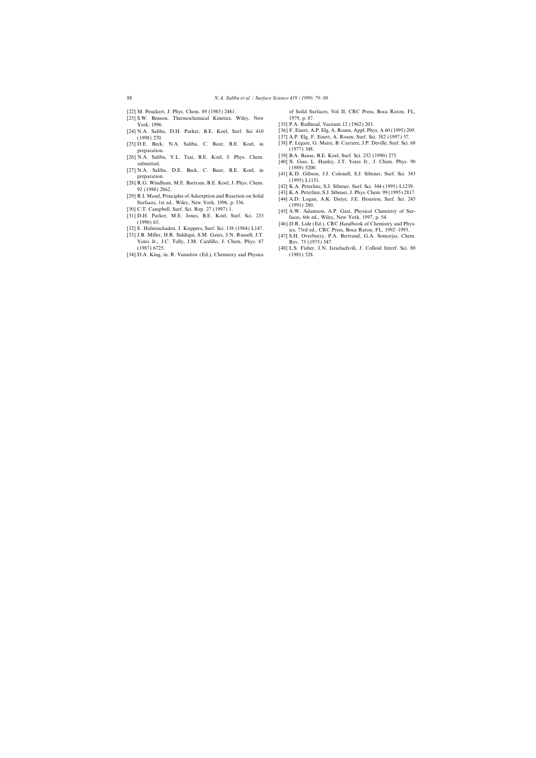[22] M. Peuckert, J. Phys. Chem. 89 (1985) 2481.

[23] S.W. Benson, Thermochemical Kinetics, Wiley, New York, 1996.

[24] N.A. Saliba, D.H. Parker, B.E. Koel, Surf. Sci 410 (1998) 270.

[25] D.E. Beck, N.A. Saliba, C. Baur, B.E. Koel, in preparation.

[26] N.A. Saliba, Y.L. Tsai, B.E. Koel, J. Phys. Chem. submitted.

[27] N.A. Saliba, D.E. Beck, C. Baur, B.E. Koel, in preparation.

[28] R.G. Windham, M.E. Bartram, B.E. Koel, J. Phys. Chem. 92 (1988) 2862.

[29] R.I. Masel, Principles of Adsorption and Reaction on Solid Surfaces, 1st ed., Wiley, New York, 1996, p. 536.

[30] C.T. Campbell, Surf. Sci. Rep. 27 (1997) 1.

[31] D.H. Parker, M.E. Jones, B.E. Koel, Surf. Sci. 233 (1990) 65.

[32] E. Habenschaden, J. Kuppers, Surf. Sci. 138 (1984) L147.

[33] J.B. Miller, H.R. Siddiqui, S.M. Gates, J.N. Russell, J.T. Yates Jr., J.C. Tully, J.M. Cardillo, J. Chem. Phys. 87 (1987) 6725.

[34] D.A. King, in: R. Vanselow (Ed.), Chemistry and Physics of Solid Surfaces, Vol. II, CRC Press, Boca Raton, FL, 1979, p. 87.

[35] P.A. Redhead, Vacuum 12 (1962) 203.

[36] F. Eisert, A.P. Elg, A. Rosen, Appl. Phys. A 60 (1995) 209.

[37] A.P. Elg, F. Eisert, A. Rosen, Surf. Sci. 382 (1997) 57.

[38] P. Legare, G. Maire, B. Carriere, J.P. Deville, Surf. Sci. 68 (1977) 348.

[39] B.A. Banse, B.E. Koel, Surf. Sci. 232 (1990) 275.

[40] X. Guo, L. Hanley, J.T. Yates Jr., J. Chem. Phys. 90 (1989) 5200.

[41] K.D. Gibson, J.I. Colonell, S.J. Sibener, Surf. Sci. 343 (1995) L1151.

[42] K.A. Peterlinz, S.J. Sibener, Surf. Sci. 344 (1995) L1239.

[43] K.A. Peterlinz, S.J. Sibener, J. Phys. Chem. 99 (1995) 2817.

[44] A.D. Logan, A.K. Datye, J.E. Houston, Surf. Sci. 245 (1991) 280.

[45] A.W. Adamson, A.P. Gast, Physical Chemistry of Surfaces, 6th ed., Wiley, New York, 1997, p. 54.

[46] D.R. Lide (Ed.), CRC Handbook of Chemistry and Physics, 73rd ed., CRC Press, Boca Raton, FL, 1992–1993.

[47] S.H. Overburry, P.A. Bertrand, G.A. Somorjai, Chem. Rev. 75 (1975) 547.

[48] L.S. Fisher, J.N. Israelachvili, J. Colloid Interf. Sci. 80 (1981) 528.